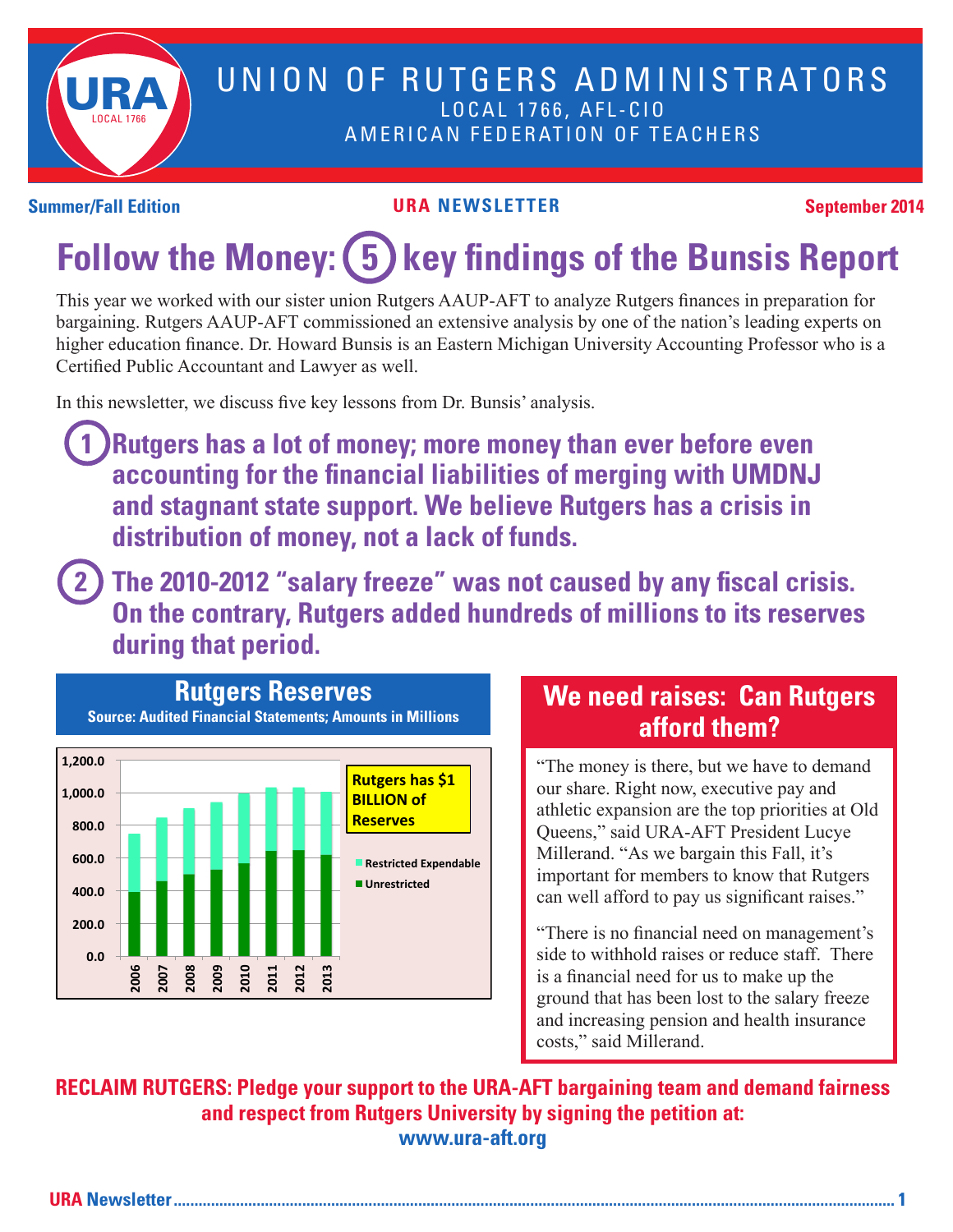# UNION OF RUTGERS ADMINISTRATORS

LOCAL 1766, AFL-CIO

AMERICAN FEDERATION OF TEACHERS

**Summer/Fall Edition** | **URA NEWSLETTER** | **September 2014**

# Follow the Money: 5 key findings of the Bunsis Report

This year we worked with our sister union Rutgers AAUP-AFT to analyze Rutgers finances in preparation for bargaining. Rutgers AAUP-AFT commissioned an extensive analysis by one of the nation's leading experts on higher education finance. Dr. Howard Bunsis is an Eastern Michigan University Accounting Professor who is a Certified Public Accountant and Lawyer as well.

In this newsletter, we discuss five key lessons from Dr. Bunsis' analysis.

**1 Rutgers has a lot of money; more money than ever before even accounting for the financial liabilities of merging with UMDNJ and stagnant state support. We believe Rutgers has a crisis in distribution of money, not a lack of funds.**

**2 The 2010-2012 "salary freeze" was not caused by any fiscal crisis. On the contrary, Rutgers added hundreds of millions to its reserves during that period.**

## Rutgers Reserves

**Source: Audited Financial Statements; Amounts in Millions**

Chart: stacked bars of Unrestricted and Restricted Expendable reserves, 2006–2013 (approximate values read from chart):

| Year | Unrestricted | Total Reserves |
|---|---|---|
| 2006 | ~390 | ~745 |
| 2007 | ~455 | ~845 |
| 2008 | ~500 | ~905 |
| 2009 | ~525 | ~940 |
| 2010 | ~565 | ~995 |
| 2011 | ~640 | ~1,030 |
| 2012 | ~645 | ~1,030 |
| 2013 | ~615 | ~1,005 |

Rutgers has $1 BILLION of Reserves

## We need raises: Can Rutgers afford them?

"The money is there, but we have to demand our share. Right now, executive pay and athletic expansion are the top priorities at Old Queens," said URA-AFT President Lucye Millerand. "As we bargain this Fall, it's important for members to know that Rutgers can well afford to pay us significant raises."

"There is no financial need on management's side to withhold raises or reduce staff. There is a financial need for us to make up the ground that has been lost to the salary freeze and increasing pension and health insurance costs," said Millerand.

**RECLAIM RUTGERS: Pledge your support to the URA-AFT bargaining team and demand fairness and respect from Rutgers University by signing the petition at: www.ura-aft.org**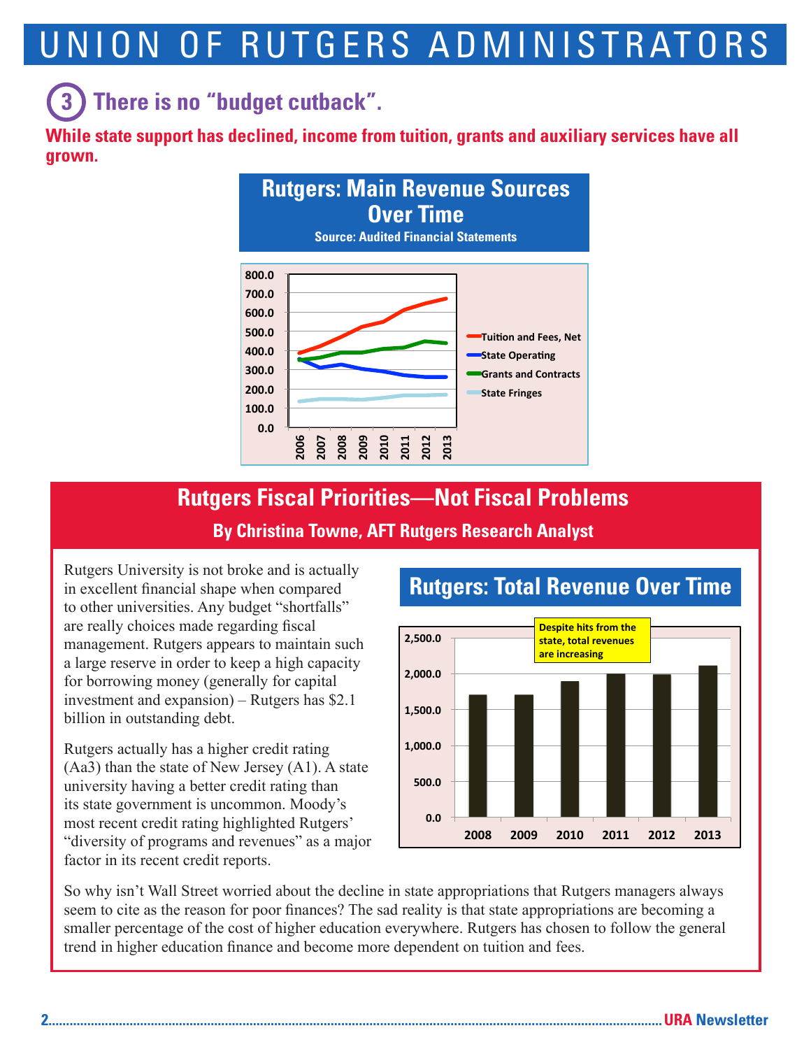# UNION OF RUTGERS ADMINISTRATORS

## 3 There is no “budget cutback”.

**While state support has declined, income from tuition, grants and auxiliary services have all grown.**

### Rutgers: Main Revenue Sources Over Time

**Source: Audited Financial Statements**

800.0
700.0
600.0
500.0
400.0
300.0
200.0
100.0
0.0

2006 2007 2008 2009 2010 2011 2012 2013

Tuition and Fees, Net
State Operating
Grants and Contracts
State Fringes

## Rutgers Fiscal Priorities—Not Fiscal Problems

**By Christina Towne, AFT Rutgers Research Analyst**

Rutgers University is not broke and is actually in excellent financial shape when compared to other universities. Any budget “shortfalls” are really choices made regarding fiscal management. Rutgers appears to maintain such a large reserve in order to keep a high capacity for borrowing money (generally for capital investment and expansion) – Rutgers has $2.1 billion in outstanding debt.

Rutgers actually has a higher credit rating (Aa3) than the state of New Jersey (A1). A state university having a better credit rating than its state government is uncommon. Moody’s most recent credit rating highlighted Rutgers’ “diversity of programs and revenues” as a major factor in its recent credit reports.

### Rutgers: Total Revenue Over Time

Despite hits from the state, total revenues are increasing

2,500.0
2,000.0
1,500.0
1,000.0
500.0
0.0

2008 2009 2010 2011 2012 2013

So why isn’t Wall Street worried about the decline in state appropriations that Rutgers managers always seem to cite as the reason for poor finances? The sad reality is that state appropriations are becoming a smaller percentage of the cost of higher education everywhere. Rutgers has chosen to follow the general trend in higher education finance and become more dependent on tuition and fees.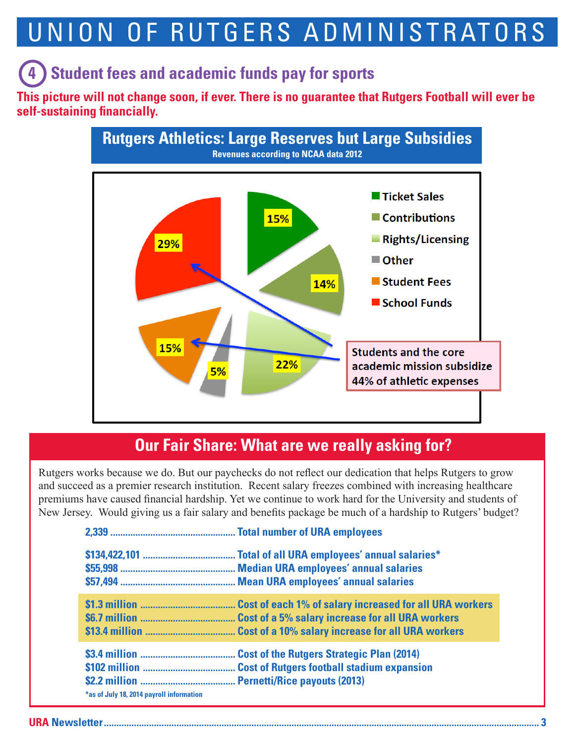# UNION OF RUTGERS ADMINISTRATORS

## 4 Student fees and academic funds pay for sports

**This picture will not change soon, if ever. There is no guarantee that Rutgers Football will ever be self-sustaining financially.**

### Rutgers Athletics: Large Reserves but Large Subsidies

**Revenues according to NCAA data 2012**

| Source | Share |
|---|---|
| Ticket Sales | 15% |
| Contributions | 14% |
| Rights/Licensing | 22% |
| Other | 5% |
| Student Fees | 15% |
| School Funds | 29% |

Students and the core academic mission subsidize 44% of athletic expenses

## Our Fair Share: What are we really asking for?

Rutgers works because we do. But our paychecks do not reflect our dedication that helps Rutgers to grow and succeed as a premier research institution. Recent salary freezes combined with increasing healthcare premiums have caused financial hardship. Yet we continue to work hard for the University and students of New Jersey. Would giving us a fair salary and benefits package be much of a hardship to Rutgers' budget?

**2,339** ........ **Total number of URA employees**

**$134,422,101** ........ **Total of all URA employees' annual salaries***
**$55,998** ........ **Median URA employees' annual salaries**
**$57,494** ........ **Mean URA employees' annual salaries**

**$1.3 million** ........ **Cost of each 1% of salary increased for all URA workers**
**$6.7 million** ........ **Cost of a 5% salary increase for all URA workers**
**$13.4 million** ........ **Cost of a 10% salary increase for all URA workers**

**$3.4 million** ........ **Cost of the Rutgers Strategic Plan (2014)**
**$102 million** ........ **Cost of Rutgers football stadium expansion**
**$2.2 million** ........ **Pernetti/Rice payouts (2013)**

*as of July 18, 2014 payroll information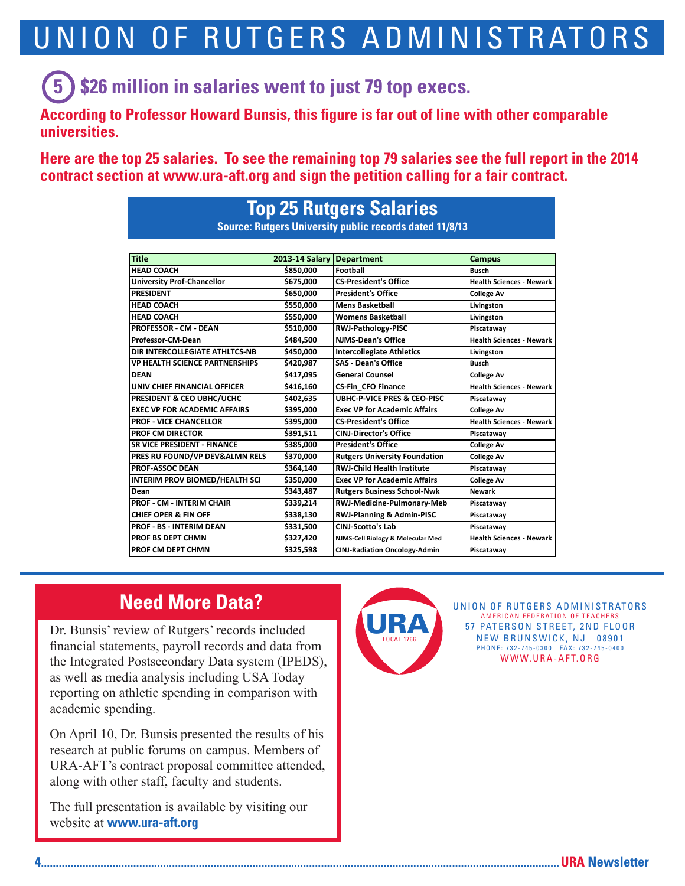# UNION OF RUTGERS ADMINISTRATORS

## 5 $26 million in salaries went to just 79 top execs.

**According to Professor Howard Bunsis, this figure is far out of line with other comparable universities.**

**Here are the top 25 salaries. To see the remaining top 79 salaries see the full report in the 2014 contract section at www.ura-aft.org and sign the petition calling for a fair contract.**

### Top 25 Rutgers Salaries

**Source: Rutgers University public records dated 11/8/13**

| Title | 2013-14 Salary | Department | Campus |
|---|---|---|---|
| HEAD COACH | $850,000 | Football | Busch |
| University Prof-Chancellor | $675,000 | CS-President's Office | Health Sciences - Newark |
| PRESIDENT | $650,000 | President's Office | College Av |
| HEAD COACH | $550,000 | Mens Basketball | Livingston |
| HEAD COACH | $550,000 | Womens Basketball | Livingston |
| PROFESSOR - CM - DEAN | $510,000 | RWJ-Pathology-PISC | Piscataway |
| Professor-CM-Dean | $484,500 | NJMS-Dean's Office | Health Sciences - Newark |
| DIR INTERCOLLEGIATE ATHLTCS-NB | $450,000 | Intercollegiate Athletics | Livingston |
| VP HEALTH SCIENCE PARTNERSHIPS | $420,987 | SAS - Dean's Office | Busch |
| DEAN | $417,095 | General Counsel | College Av |
| UNIV CHIEF FINANCIAL OFFICER | $416,160 | CS-Fin_CFO Finance | Health Sciences - Newark |
| PRESIDENT & CEO UBHC/UCHC | $402,635 | UBHC-P-VICE PRES & CEO-PISC | Piscataway |
| EXEC VP FOR ACADEMIC AFFAIRS | $395,000 | Exec VP for Academic Affairs | College Av |
| PROF - VICE CHANCELLOR | $395,000 | CS-President's Office | Health Sciences - Newark |
| PROF CM DIRECTOR | $391,511 | CINJ-Director's Office | Piscataway |
| SR VICE PRESIDENT - FINANCE | $385,000 | President's Office | College Av |
| PRES RU FOUND/VP DEV&ALMN RELS | $370,000 | Rutgers University Foundation | College Av |
| PROF-ASSOC DEAN | $364,140 | RWJ-Child Health Institute | Piscataway |
| INTERIM PROV BIOMED/HEALTH SCI | $350,000 | Exec VP for Academic Affairs | College Av |
| Dean | $343,487 | Rutgers Business School-Nwk | Newark |
| PROF - CM - INTERIM CHAIR | $339,214 | RWJ-Medicine-Pulmonary-Meb | Piscataway |
| CHIEF OPER & FIN OFF | $338,130 | RWJ-Planning & Admin-PISC | Piscataway |
| PROF - BS - INTERIM DEAN | $331,500 | CINJ-Scotto's Lab | Piscataway |
| PROF BS DEPT CHMN | $327,420 | NJMS-Cell Biology & Molecular Med | Health Sciences - Newark |
| PROF CM DEPT CHMN | $325,598 | CINJ-Radiation Oncology-Admin | Piscataway |

## Need More Data?

Dr. Bunsis' review of Rutgers' records included financial statements, payroll records and data from the Integrated Postsecondary Data system (IPEDS), as well as media analysis including USA Today reporting on athletic spending in comparison with academic spending.

On April 10, Dr. Bunsis presented the results of his research at public forums on campus. Members of URA-AFT's contract proposal committee attended, along with other staff, faculty and students.

The full presentation is available by visiting our website at **www.ura-aft.org**

URA
LOCAL 1766

UNION OF RUTGERS ADMINISTRATORS
AMERICAN FEDERATION OF TEACHERS
57 PATERSON STREET, 2ND FLOOR
NEW BRUNSWICK, NJ 08901
PHONE: 732-745-0300 FAX: 732-745-0400
WWW.URA-AFT.ORG